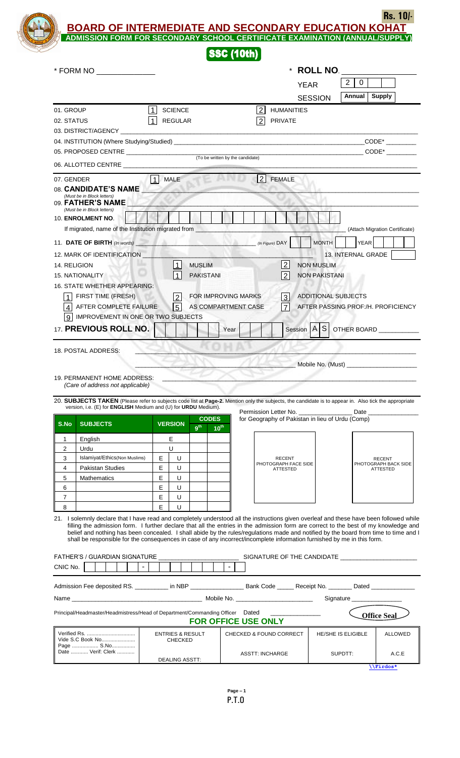**Rs. 10/-**

# BOARD OF INTERMEDIATE AND SECONDARY EDUCATION KOHAT

## ADMISSION FORM FOR SECONDARY SCHOOL CERTIFICATE EXAMINATION (ANNUAL/SUPPLY)

**SSC (10th)**

\* FORM NO ______________ \* **ROLL NO.** ______________

YEAR 2 0 __ __

SESSION **Annual** **Supply**

01. GROUP [1] SCIENCE [2] HUMANITIES
02. STATUS [1] REGULAR [2] PRIVATE
03. DISTRICT/AGENCY ______________________________
04. INSTITUTION (Where Studying/Studied) ______________________________ CODE* ________
05. PROPOSED CENTRE ______________________________ CODE* ________
(To be written by the candidate)
06. ALLOTTED CENTRE ______________________________
07. GENDER [1] MALE [2] FEMALE
08. **CANDIDATE'S NAME** ______________________________
(Must be in Block letters)
09. **FATHER'S NAME** ______________________________
(Must be in Block letters)
10. **ENROLMENT NO.** [ ][ ][ ][ ][ ][ ][ ][ ][ ][ ][ ][ ][ ][ ][ ][ ][ ][ ][ ][ ][ ]
If migrated, name of the Institution migrated from ______________________________ (Attach Migration Certificate)
11. **DATE OF BIRTH** *(In words)* ______________________________ *(In Figure)* DAY [ ] MONTH [ ] YEAR [ ]
12. MARK OF IDENTIFICATION ______________________________ 13. INTERNAL GRADE [ ]
14. RELIGION [1] MUSLIM [2] NON MUSLIM
15. NATIONALITY [1] PAKISTANI [2] NON PAKISTANI
16. STATE WHETHER APPEARING:
    - [1] FIRST TIME (FRESH)
    - [2] FOR IMPROVING MARKS
    - [3] ADDITIONAL SUBJECTS
    - [4] AFTER COMPLETE FAILURE
    - [5] AS COMPARTMENT CASE
    - [7] AFTER PASSING PROF:/H. PROFICIENCY
    - [9] IMPROVEMENT IN ONE OR TWO SUBJECTS
17. **PREVIOUS ROLL NO.** [ ][ ][ ][ ][ ][ ] Year [ ][ ] Session [A] [S] OTHER BOARD ____________
18. POSTAL ADDRESS: ______________________________
______________________________ Mobile No. (Must) ____________________
19. PERMANENT HOME ADDRESS: ______________________________
*(Care of address not applicable)*

20. **SUBJECTS TAKEN** (Please refer to subjects code list at **Page-2.** Mention only the subjects, the candidate is to appear in. Also tick the appropriate version, i.e. (E) for **ENGLISH** Medium and (U) for **URDU** Medium).

Permission Letter No. ________________ Date ______________
for Geography of Pakistan in lieu of Urdu (Comp)

| S.No | SUBJECTS | VERSION | | CODES | |
|---|---|---|---|---|---|
| | | | | 9th | 10th |
| 1 | English | E | | | |
| 2 | Urdu | U | | | |
| 3 | Islamiyat/Ethics(Non Muslims) | E | U | | |
| 4 | Pakistan Studies | E | U | | |
| 5 | Mathematics | E | U | | |
| 6 | | E | U | | |
| 7 | | E | U | | |
| 8 | | E | U | | |

RECENT PHOTOGRAPH FACE SIDE ATTESTED

RECENT PHOTOGRAPH BACK SIDE ATTESTED

21. I solemnly declare that I have read and completely understood all the instructions given overleaf and these have been followed while filling the admission form. I further declare that all the entries in the admission form are correct to the best of my knowledge and belief and nothing has been concealed. I shall abide by the rules/regulations made and notified by the board from time to time and I shall be responsible for the consequences in case of any incorrect/incomplete information furnished by me in this form.

FATHER'S / GUARDIAN SIGNATURE ________________________ SIGNATURE OF THE CANDIDATE ______________________

CNIC No. [ ][ ][ ][ ][ ] - [ ][ ][ ][ ][ ][ ][ ] - [ ]

Admission Fee deposited RS. __________ in NBP ________________ Bank Code _____ Receipt No. _______ Dated _____________

Name ______________________________ Mobile No. ______________________ Signature _______________

Principal/Headmaster/Headmistress/Head of Department/Commanding Officer Dated ______________ **Office Seal**

**FOR OFFICE USE ONLY**

| Verified Rs. ................................ Vide S.C Book No....................... Page ................. S.No................ Date ............ Verif: Clerk ............ | ENTRIES & RESULT CHECKED | CHECKED & FOUND CORRECT | HE/SHE IS ELIGIBLE | ALLOWED |
|---|---|---|---|---|
| | DEALING ASSTT: | ASSTT: INCHARGE | SUPDTT: | A.C.E |

\\Firdos*

P.T.O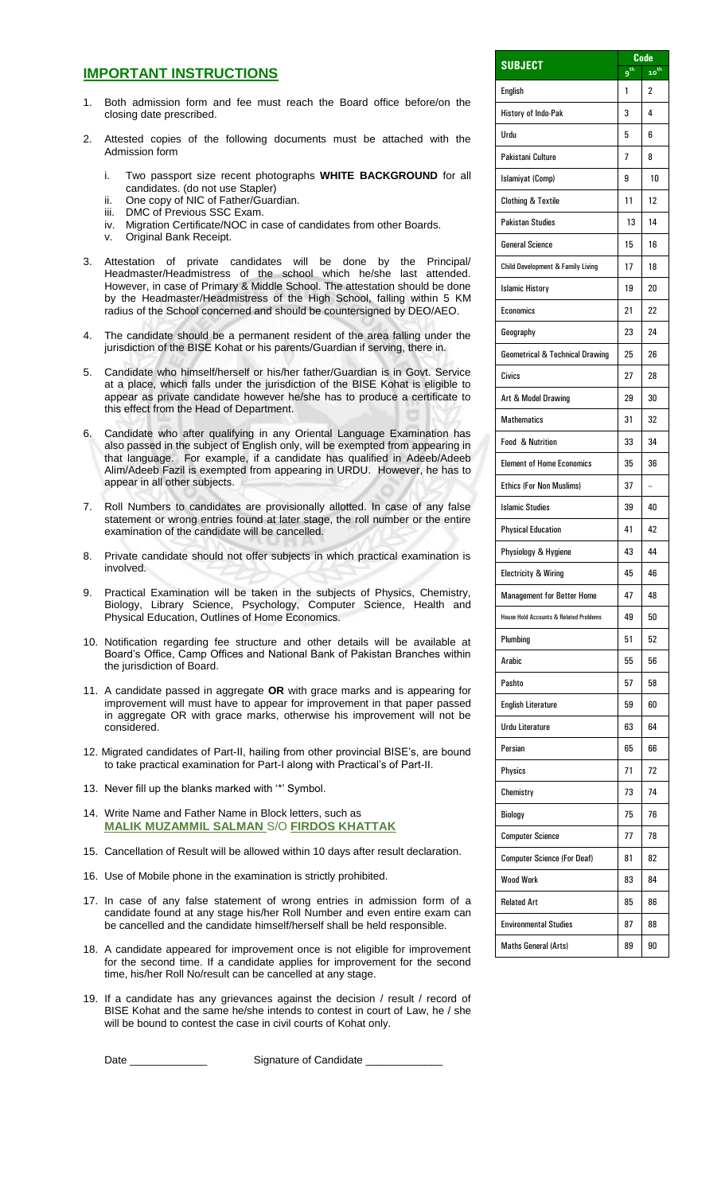## IMPORTANT INSTRUCTIONS

1. Both admission form and fee must reach the Board office before/on the closing date prescribed.
2. Attested copies of the following documents must be attached with the Admission form
   - i. Two passport size recent photographs **WHITE BACKGROUND** for all candidates. (do not use Stapler)
   - ii. One copy of NIC of Father/Guardian.
   - iii. DMC of Previous SSC Exam.
   - iv. Migration Certificate/NOC in case of candidates from other Boards.
   - v. Original Bank Receipt.
3. Attestation of private candidates will be done by the Principal/ Headmaster/Headmistress of the school which he/she last attended. However, in case of Primary & Middle School. The attestation should be done by the Headmaster/Headmistress of the High School, falling within 5 KM radius of the School concerned and should be countersigned by DEO/AEO.
4. The candidate should be a permanent resident of the area falling under the jurisdiction of the BISE Kohat or his parents/Guardian if serving, there in.
5. Candidate who himself/herself or his/her father/Guardian is in Govt. Service at a place, which falls under the jurisdiction of the BISE Kohat is eligible to appear as private candidate however he/she has to produce a certificate to this effect from the Head of Department.
6. Candidate who after qualifying in any Oriental Language Examination has also passed in the subject of English only, will be exempted from appearing in that language. For example, if a candidate has qualified in Adeeb/Adeeb Alim/Adeeb Fazil is exempted from appearing in URDU. However, he has to appear in all other subjects.
7. Roll Numbers to candidates are provisionally allotted. In case of any false statement or wrong entries found at later stage, the roll number or the entire examination of the candidate will be cancelled.
8. Private candidate should not offer subjects in which practical examination is involved.
9. Practical Examination will be taken in the subjects of Physics, Chemistry, Biology, Library Science, Psychology, Computer Science, Health and Physical Education, Outlines of Home Economics.
10. Notification regarding fee structure and other details will be available at Board's Office, Camp Offices and National Bank of Pakistan Branches within the jurisdiction of Board.
11. A candidate passed in aggregate **OR** with grace marks and is appearing for improvement will must have to appear for improvement in that paper passed in aggregate OR with grace marks, otherwise his improvement will not be considered.
12. Migrated candidates of Part-II, hailing from other provincial BISE's, are bound to take practical examination for Part-I along with Practical's of Part-II.
13. Never fill up the blanks marked with '*' Symbol.
14. Write Name and Father Name in Block letters, such as **MALIK MUZAMMIL SALMAN S/O FIRDOS KHATTAK**
15. Cancellation of Result will be allowed within 10 days after result declaration.
16. Use of Mobile phone in the examination is strictly prohibited.
17. In case of any false statement of wrong entries in admission form of a candidate found at any stage his/her Roll Number and even entire exam can be cancelled and the candidate himself/herself shall be held responsible.
18. A candidate appeared for improvement once is not eligible for improvement for the second time. If a candidate applies for improvement for the second time, his/her Roll No/result can be cancelled at any stage.
19. If a candidate has any grievances against the decision / result / record of BISE Kohat and the same he/she intends to contest in court of Law, he / she will be bound to contest the case in civil courts of Kohat only.

Date _____________ Signature of Candidate _____________

| SUBJECT | Code | |
|---|---|---|
| | 9th | 10th |
| English | 1 | 2 |
| History of Indo-Pak | 3 | 4 |
| Urdu | 5 | 6 |
| Pakistani Culture | 7 | 8 |
| Islamiyat (Comp) | 9 | 10 |
| Clothing & Textile | 11 | 12 |
| Pakistan Studies | 13 | 14 |
| General Science | 15 | 16 |
| Child Development & Family Living | 17 | 18 |
| Islamic History | 19 | 20 |
| Economics | 21 | 22 |
| Geography | 23 | 24 |
| Geometrical & Technical Drawing | 25 | 26 |
| Civics | 27 | 28 |
| Art & Model Drawing | 29 | 30 |
| Mathematics | 31 | 32 |
| Food & Nutrition | 33 | 34 |
| Element of Home Economics | 35 | 36 |
| Ethics (For Non Muslims) | 37 | -- |
| Islamic Studies | 39 | 40 |
| Physical Education | 41 | 42 |
| Physiology & Hygiene | 43 | 44 |
| Electricity & Wiring | 45 | 46 |
| Management for Better Home | 47 | 48 |
| House Hold Accounts & Related Problems | 49 | 50 |
| Plumbing | 51 | 52 |
| Arabic | 55 | 56 |
| Pashto | 57 | 58 |
| English Literature | 59 | 60 |
| Urdu Literature | 63 | 64 |
| Persian | 65 | 66 |
| Physics | 71 | 72 |
| Chemistry | 73 | 74 |
| Biology | 75 | 76 |
| Computer Science | 77 | 78 |
| Computer Science (For Deaf) | 81 | 82 |
| Wood Work | 83 | 84 |
| Related Art | 85 | 86 |
| Environmental Studies | 87 | 88 |
| Maths General (Arts) | 89 | 90 |